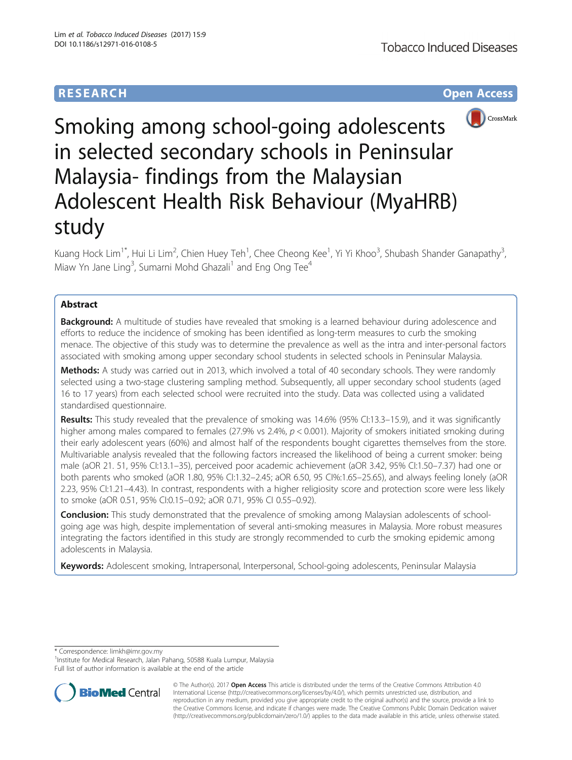RESEARCH

Open Access

# Smoking among school-going adolescents in selected secondary schools in Peninsular Malaysia- findings from the Malaysian Adolescent Health Risk Behaviour (MyaHRB) study

Kuang Hock Lim[1*], Hui Li Lim[2], Chien Huey Teh[1], Chee Cheong Kee[1], Yi Yi Khoo[3], Shubash Shander Ganapathy[3], Miaw Yn Jane Ling[3], Sumarni Mohd Ghazali[1] and Eng Ong Tee[4]

## Abstract

**Background:** A multitude of studies have revealed that smoking is a learned behaviour during adolescence and efforts to reduce the incidence of smoking has been identified as long-term measures to curb the smoking menace. The objective of this study was to determine the prevalence as well as the intra and inter-personal factors associated with smoking among upper secondary school students in selected schools in Peninsular Malaysia.

**Methods:** A study was carried out in 2013, which involved a total of 40 secondary schools. They were randomly selected using a two-stage clustering sampling method. Subsequently, all upper secondary school students (aged 16 to 17 years) from each selected school were recruited into the study. Data was collected using a validated standardised questionnaire.

**Results:** This study revealed that the prevalence of smoking was 14.6% (95% CI:13.3–15.9), and it was significantly higher among males compared to females (27.9% vs 2.4%, $p < 0.001$). Majority of smokers initiated smoking during their early adolescent years (60%) and almost half of the respondents bought cigarettes themselves from the store. Multivariable analysis revealed that the following factors increased the likelihood of being a current smoker: being male (aOR 21. 51, 95% CI:13.1–35), perceived poor academic achievement (aOR 3.42, 95% CI:1.50–7.37) had one or both parents who smoked (aOR 1.80, 95% CI:1.32–2.45; aOR 6.50, 95 CI%:1.65–25.65), and always feeling lonely (aOR 2.23, 95% CI:1.21–4.43). In contrast, respondents with a higher religiosity score and protection score were less likely to smoke (aOR 0.51, 95% CI:0.15–0.92; aOR 0.71, 95% CI 0.55–0.92).

**Conclusion:** This study demonstrated that the prevalence of smoking among Malaysian adolescents of school-going age was high, despite implementation of several anti-smoking measures in Malaysia. More robust measures integrating the factors identified in this study are strongly recommended to curb the smoking epidemic among adolescents in Malaysia.

**Keywords:** Adolescent smoking, Intrapersonal, Interpersonal, School-going adolescents, Peninsular Malaysia

\* Correspondence: limkh@imr.gov.my

[1]Institute for Medical Research, Jalan Pahang, 50588 Kuala Lumpur, Malaysia

Full list of author information is available at the end of the article

© The Author(s). 2017 **Open Access** This article is distributed under the terms of the Creative Commons Attribution 4.0 International License (http://creativecommons.org/licenses/by/4.0/), which permits unrestricted use, distribution, and reproduction in any medium, provided you give appropriate credit to the original author(s) and the source, provide a link to the Creative Commons license, and indicate if changes were made. The Creative Commons Public Domain Dedication waiver (http://creativecommons.org/publicdomain/zero/1.0/) applies to the data made available in this article, unless otherwise stated.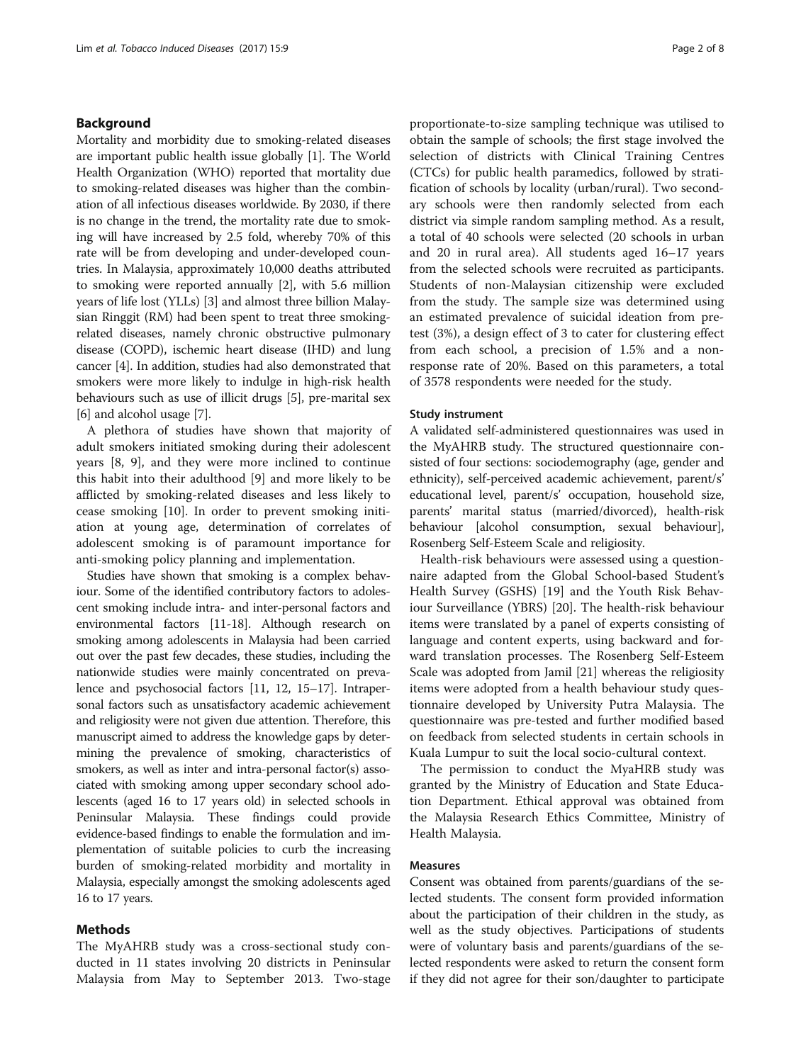## Background

Mortality and morbidity due to smoking-related diseases are important public health issue globally [1]. The World Health Organization (WHO) reported that mortality due to smoking-related diseases was higher than the combination of all infectious diseases worldwide. By 2030, if there is no change in the trend, the mortality rate due to smoking will have increased by 2.5 fold, whereby 70% of this rate will be from developing and under-developed countries. In Malaysia, approximately 10,000 deaths attributed to smoking were reported annually [2], with 5.6 million years of life lost (YLLs) [3] and almost three billion Malaysian Ringgit (RM) had been spent to treat three smoking-related diseases, namely chronic obstructive pulmonary disease (COPD), ischemic heart disease (IHD) and lung cancer [4]. In addition, studies had also demonstrated that smokers were more likely to indulge in high-risk health behaviours such as use of illicit drugs [5], pre-marital sex [6] and alcohol usage [7].

A plethora of studies have shown that majority of adult smokers initiated smoking during their adolescent years [8, 9], and they were more inclined to continue this habit into their adulthood [9] and more likely to be afflicted by smoking-related diseases and less likely to cease smoking [10]. In order to prevent smoking initiation at young age, determination of correlates of adolescent smoking is of paramount importance for anti-smoking policy planning and implementation.

Studies have shown that smoking is a complex behaviour. Some of the identified contributory factors to adolescent smoking include intra- and inter-personal factors and environmental factors [11-18]. Although research on smoking among adolescents in Malaysia had been carried out over the past few decades, these studies, including the nationwide studies were mainly concentrated on prevalence and psychosocial factors [11, 12, 15–17]. Intrapersonal factors such as unsatisfactory academic achievement and religiosity were not given due attention. Therefore, this manuscript aimed to address the knowledge gaps by determining the prevalence of smoking, characteristics of smokers, as well as inter and intra-personal factor(s) associated with smoking among upper secondary school adolescents (aged 16 to 17 years old) in selected schools in Peninsular Malaysia. These findings could provide evidence-based findings to enable the formulation and implementation of suitable policies to curb the increasing burden of smoking-related morbidity and mortality in Malaysia, especially amongst the smoking adolescents aged 16 to 17 years.

## Methods

The MyAHRB study was a cross-sectional study conducted in 11 states involving 20 districts in Peninsular Malaysia from May to September 2013. Two-stage proportionate-to-size sampling technique was utilised to obtain the sample of schools; the first stage involved the selection of districts with Clinical Training Centres (CTCs) for public health paramedics, followed by stratification of schools by locality (urban/rural). Two secondary schools were then randomly selected from each district via simple random sampling method. As a result, a total of 40 schools were selected (20 schools in urban and 20 in rural area). All students aged 16–17 years from the selected schools were recruited as participants. Students of non-Malaysian citizenship were excluded from the study. The sample size was determined using an estimated prevalence of suicidal ideation from pre-test (3%), a design effect of 3 to cater for clustering effect from each school, a precision of 1.5% and a non-response rate of 20%. Based on this parameters, a total of 3578 respondents were needed for the study.

### Study instrument

A validated self-administered questionnaires was used in the MyAHRB study. The structured questionnaire consisted of four sections: sociodemography (age, gender and ethnicity), self-perceived academic achievement, parent/s' educational level, parent/s' occupation, household size, parents' marital status (married/divorced), health-risk behaviour [alcohol consumption, sexual behaviour], Rosenberg Self-Esteem Scale and religiosity.

Health-risk behaviours were assessed using a questionnaire adapted from the Global School-based Student's Health Survey (GSHS) [19] and the Youth Risk Behaviour Surveillance (YBRS) [20]. The health-risk behaviour items were translated by a panel of experts consisting of language and content experts, using backward and forward translation processes. The Rosenberg Self-Esteem Scale was adopted from Jamil [21] whereas the religiosity items were adopted from a health behaviour study questionnaire developed by University Putra Malaysia. The questionnaire was pre-tested and further modified based on feedback from selected students in certain schools in Kuala Lumpur to suit the local socio-cultural context.

The permission to conduct the MyaHRB study was granted by the Ministry of Education and State Education Department. Ethical approval was obtained from the Malaysia Research Ethics Committee, Ministry of Health Malaysia.

### Measures

Consent was obtained from parents/guardians of the selected students. The consent form provided information about the participation of their children in the study, as well as the study objectives. Participations of students were of voluntary basis and parents/guardians of the selected respondents were asked to return the consent form if they did not agree for their son/daughter to participate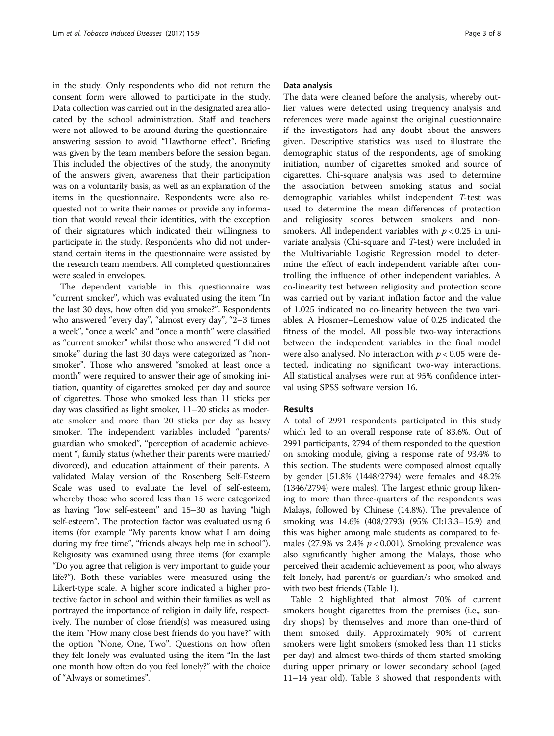in the study. Only respondents who did not return the consent form were allowed to participate in the study. Data collection was carried out in the designated area allocated by the school administration. Staff and teachers were not allowed to be around during the questionnaire-answering session to avoid "Hawthorne effect". Briefing was given by the team members before the session began. This included the objectives of the study, the anonymity of the answers given, awareness that their participation was on a voluntarily basis, as well as an explanation of the items in the questionnaire. Respondents were also requested not to write their names or provide any information that would reveal their identities, with the exception of their signatures which indicated their willingness to participate in the study. Respondents who did not understand certain items in the questionnaire were assisted by the research team members. All completed questionnaires were sealed in envelopes.

The dependent variable in this questionnaire was "current smoker", which was evaluated using the item "In the last 30 days, how often did you smoke?". Respondents who answered "every day", "almost every day", "2–3 times a week", "once a week" and "once a month" were classified as "current smoker" whilst those who answered "I did not smoke" during the last 30 days were categorized as "non-smoker". Those who answered "smoked at least once a month" were required to answer their age of smoking initiation, quantity of cigarettes smoked per day and source of cigarettes. Those who smoked less than 11 sticks per day was classified as light smoker, 11–20 sticks as moderate smoker and more than 20 sticks per day as heavy smoker. The independent variables included "parents/ guardian who smoked", "perception of academic achievement ", family status (whether their parents were married/ divorced), and education attainment of their parents. A validated Malay version of the Rosenberg Self-Esteem Scale was used to evaluate the level of self-esteem, whereby those who scored less than 15 were categorized as having "low self-esteem" and 15–30 as having "high self-esteem". The protection factor was evaluated using 6 items (for example "My parents know what I am doing during my free time", "friends always help me in school"). Religiosity was examined using three items (for example "Do you agree that religion is very important to guide your life?"). Both these variables were measured using the Likert-type scale. A higher score indicated a higher protective factor in school and within their families as well as portrayed the importance of religion in daily life, respectively. The number of close friend(s) was measured using the item "How many close best friends do you have?" with the option "None, One, Two". Questions on how often they felt lonely was evaluated using the item "In the last one month how often do you feel lonely?" with the choice of "Always or sometimes".

## Data analysis

The data were cleaned before the analysis, whereby outlier values were detected using frequency analysis and references were made against the original questionnaire if the investigators had any doubt about the answers given. Descriptive statistics was used to illustrate the demographic status of the respondents, age of smoking initiation, number of cigarettes smoked and source of cigarettes. Chi-square analysis was used to determine the association between smoking status and social demographic variables whilst independent *T*-test was used to determine the mean differences of protection and religiosity scores between smokers and non-smokers. All independent variables with $p < 0.25$ in univariate analysis (Chi-square and *T*-test) were included in the Multivariable Logistic Regression model to determine the effect of each independent variable after controlling the influence of other independent variables. A co-linearity test between religiosity and protection score was carried out by variant inflation factor and the value of 1.025 indicated no co-linearity between the two variables. A Hosmer–Lemeshow value of 0.25 indicated the fitness of the model. All possible two-way interactions between the independent variables in the final model were also analysed. No interaction with $p < 0.05$ were detected, indicating no significant two-way interactions. All statistical analyses were run at 95% confidence interval using SPSS software version 16.

# Results

A total of 2991 respondents participated in this study which led to an overall response rate of 83.6%. Out of 2991 participants, 2794 of them responded to the question on smoking module, giving a response rate of 93.4% to this section. The students were composed almost equally by gender [51.8% (1448/2794) were females and 48.2% (1346/2794) were males). The largest ethnic group likening to more than three-quarters of the respondents was Malays, followed by Chinese (14.8%). The prevalence of smoking was 14.6% (408/2793) (95% CI:13.3–15.9) and this was higher among male students as compared to females (27.9% vs 2.4% $p < 0.001$). Smoking prevalence was also significantly higher among the Malays, those who perceived their academic achievement as poor, who always felt lonely, had parent/s or guardian/s who smoked and with two best friends (Table 1).

Table 2 highlighted that almost 70% of current smokers bought cigarettes from the premises (i.e., sundry shops) by themselves and more than one-third of them smoked daily. Approximately 90% of current smokers were light smokers (smoked less than 11 sticks per day) and almost two-thirds of them started smoking during upper primary or lower secondary school (aged 11–14 year old). Table 3 showed that respondents with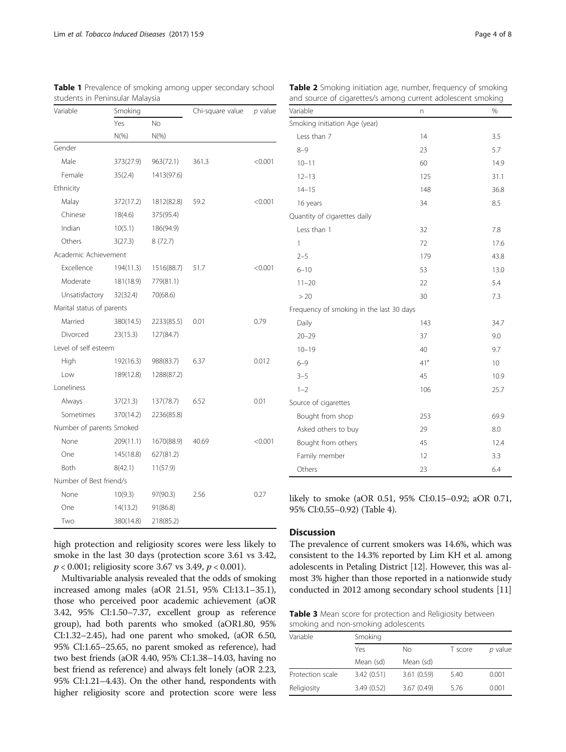**Table 1** Prevalence of smoking among upper secondary school students in Peninsular Malaysia

| Variable | Smoking | | Chi-square value | $p$ value |
|---|---|---|---|---|
| | Yes | No | | |
| | N(%) | N(%) | | |
| Gender | | | | |
| Male | 373(27.9) | 963(72.1) | 361.3 | <0.001 |
| Female | 35(2.4) | 1413(97.6) | | |
| Ethnicity | | | | |
| Malay | 372(17.2) | 1812(82.8) | 59.2 | <0.001 |
| Chinese | 18(4.6) | 375(95.4) | | |
| Indian | 10(5.1) | 186(94.9) | | |
| Others | 3(27.3) | 8 (72.7) | | |
| Academic Achievement | | | | |
| Excellence | 194(11.3) | 1516(88.7) | 51.7 | <0.001 |
| Moderate | 181(18.9) | 779(81.1) | | |
| Unsatisfactory | 32(32.4) | 70(68.6) | | |
| Marital status of parents | | | | |
| Married | 380(14.5) | 2233(85.5) | 0.01 | 0.79 |
| Divorced | 23(15.3) | 127(84.7) | | |
| Level of self esteem | | | | |
| High | 192(16.3) | 988(83.7) | 6.37 | 0.012 |
| Low | 189(12.8) | 1288(87.2) | | |
| Loneliness | | | | |
| Always | 37(21.3) | 137(78.7) | 6.52 | 0.01 |
| Sometimes | 370(14.2) | 2236(85.8) | | |
| Number of parents Smoked | | | | |
| None | 209(11.1) | 1670(88.9) | 40.69 | <0.001 |
| One | 145(18.8) | 627(81.2) | | |
| Both | 8(42.1) | 11(57.9) | | |
| Number of Best friend/s | | | | |
| None | 10(9.3) | 97(90.3) | 2.56 | 0.27 |
| One | 14(13.2) | 91(86.8) | | |
| Two | 380(14.8) | 218(85.2) | | |

high protection and religiosity scores were less likely to smoke in the last 30 days (protection score 3.61 vs 3.42, $p < 0.001$; religiosity score 3.67 vs 3.49, $p < 0.001$).

Multivariable analysis revealed that the odds of smoking increased among males (aOR 21.51, 95% CI:13.1–35.1), those who perceived poor academic achievement (aOR 3.42, 95% CI:1.50–7.37, excellent group as reference group), had both parents who smoked (aOR1.80, 95% CI:1.32–2.45), had one parent who smoked, (aOR 6.50, 95% CI:1.65–25.65, no parent smoked as reference), had two best friends (aOR 4.40, 95% CI:1.38–14.03, having no best friend as reference) and always felt lonely (aOR 2.23, 95% CI:1.21–4.43). On the other hand, respondents with higher religiosity score and protection score were less likely to smoke (aOR 0.51, 95% CI:0.15–0.92; aOR 0.71, 95% CI:0.55–0.92) (Table 4).

**Table 2** Smoking initiation age, number, frequency of smoking and source of cigarettes/s among current adolescent smoking

| Variable | n | % |
|---|---|---|
| Smoking initiation Age (year) | | |
| Less than 7 | 14 | 3.5 |
| 8–9 | 23 | 5.7 |
| 10–11 | 60 | 14.9 |
| 12–13 | 125 | 31.1 |
| 14–15 | 148 | 36.8 |
| 16 years | 34 | 8.5 |
| Quantity of cigarettes daily | | |
| Less than 1 | 32 | 7.8 |
| 1 | 72 | 17.6 |
| 2–5 | 179 | 43.8 |
| 6–10 | 53 | 13.0 |
| 11–20 | 22 | 5.4 |
| > 20 | 30 | 7.3 |
| Frequency of smoking in the last 30 days | | |
| Daily | 143 | 34.7 |
| 20–29 | 37 | 9.0 |
| 10–19 | 40 | 9.7 |
| 6–9 | 41' | 10 |
| 3–5 | 45 | 10.9 |
| 1–2 | 106 | 25.7 |
| Source of cigarettes | | |
| Bought from shop | 253 | 69.9 |
| Asked others to buy | 29 | 8.0 |
| Bought from others | 45 | 12.4 |
| Family member | 12 | 3.3 |
| Others | 23 | 6.4 |

## Discussion

The prevalence of current smokers was 14.6%, which was consistent to the 14.3% reported by Lim KH et al. among adolescents in Petaling District [12]. However, this was almost 3% higher than those reported in a nationwide study conducted in 2012 among secondary school students [11]

**Table 3** Mean score for protection and Religiosity between smoking and non-smoking adolescents

| Variable | Smoking | | T score | $p$ value |
|---|---|---|---|---|
| | Yes | No | | |
| | Mean (sd) | Mean (sd) | | |
| Protection scale | 3.42 (0.51) | 3.61 (0.59) | 5.40 | 0.001 |
| Religiosity | 3.49 (0.52) | 3.67 (0.49) | 5.76 | 0.001 |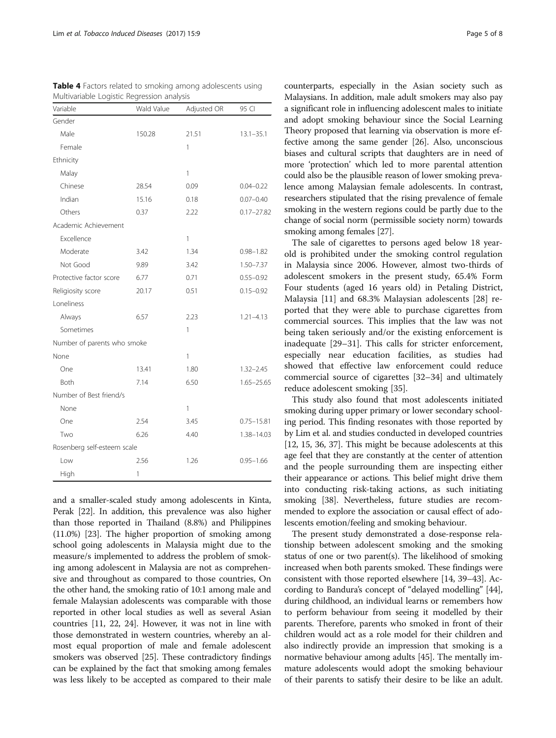**Table 4** Factors related to smoking among adolescents using Multivariable Logistic Regression analysis

| Variable | Wald Value | Adjusted OR | 95 CI |
|---|---|---|---|
| Gender | | | |
| Male | 150.28 | 21.51 | 13.1–35.1 |
| Female | | 1 | |
| Ethnicity | | | |
| Malay | | 1 | |
| Chinese | 28.54 | 0.09 | 0.04–0.22 |
| Indian | 15.16 | 0.18 | 0.07–0.40 |
| Others | 0.37 | 2.22 | 0.17–27.82 |
| Academic Achievement | | | |
| Excellence | | 1 | |
| Moderate | 3.42 | 1.34 | 0.98–1.82 |
| Not Good | 9.89 | 3.42 | 1.50–7.37 |
| Protective factor score | 6.77 | 0.71 | 0.55–0.92 |
| Religiosity score | 20.17 | 0.51 | 0.15–0.92 |
| Loneliness | | | |
| Always | 6.57 | 2.23 | 1.21–4.13 |
| Sometimes | | 1 | |
| Number of parents who smoke | | | |
| None | | 1 | |
| One | 13.41 | 1.80 | 1.32–2.45 |
| Both | 7.14 | 6.50 | 1.65–25.65 |
| Number of Best friend/s | | | |
| None | | 1 | |
| One | 2.54 | 3.45 | 0.75–15.81 |
| Two | 6.26 | 4.40 | 1.38–14.03 |
| Rosenberg self-esteem scale | | | |
| Low | 2.56 | 1.26 | 0.95–1.66 |
| High | 1 | | |

and a smaller-scaled study among adolescents in Kinta, Perak [22]. In addition, this prevalence was also higher than those reported in Thailand (8.8%) and Philippines (11.0%) [23]. The higher proportion of smoking among school going adolescents in Malaysia might due to the measure/s implemented to address the problem of smoking among adolescent in Malaysia are not as comprehensive and throughout as compared to those countries, On the other hand, the smoking ratio of 10:1 among male and female Malaysian adolescents was comparable with those reported in other local studies as well as several Asian countries [11, 22, 24]. However, it was not in line with those demonstrated in western countries, whereby an almost equal proportion of male and female adolescent smokers was observed [25]. These contradictory findings can be explained by the fact that smoking among females was less likely to be accepted as compared to their male counterparts, especially in the Asian society such as Malaysians. In addition, male adult smokers may also pay a significant role in influencing adolescent males to initiate and adopt smoking behaviour since the Social Learning Theory proposed that learning via observation is more effective among the same gender [26]. Also, unconscious biases and cultural scripts that daughters are in need of more 'protection' which led to more parental attention could also be the plausible reason of lower smoking prevalence among Malaysian female adolescents. In contrast, researchers stipulated that the rising prevalence of female smoking in the western regions could be partly due to the change of social norm (permissible society norm) towards smoking among females [27].

The sale of cigarettes to persons aged below 18 year-old is prohibited under the smoking control regulation in Malaysia since 2006. However, almost two-thirds of adolescent smokers in the present study, 65.4% Form Four students (aged 16 years old) in Petaling District, Malaysia [11] and 68.3% Malaysian adolescents [28] reported that they were able to purchase cigarettes from commercial sources. This implies that the law was not being taken seriously and/or the existing enforcement is inadequate [29–31]. This calls for stricter enforcement, especially near education facilities, as studies had showed that effective law enforcement could reduce commercial source of cigarettes [32–34] and ultimately reduce adolescent smoking [35].

This study also found that most adolescents initiated smoking during upper primary or lower secondary schooling period. This finding resonates with those reported by by Lim et al. and studies conducted in developed countries [12, 15, 36, 37]. This might be because adolescents at this age feel that they are constantly at the center of attention and the people surrounding them are inspecting either their appearance or actions. This belief might drive them into conducting risk-taking actions, as such initiating smoking [38]. Nevertheless, future studies are recommended to explore the association or causal effect of adolescents emotion/feeling and smoking behaviour.

The present study demonstrated a dose-response relationship between adolescent smoking and the smoking status of one or two parent(s). The likelihood of smoking increased when both parents smoked. These findings were consistent with those reported elsewhere [14, 39–43]. According to Bandura's concept of "delayed modelling" [44], during childhood, an individual learns or remembers how to perform behaviour from seeing it modelled by their parents. Therefore, parents who smoked in front of their children would act as a role model for their children and also indirectly provide an impression that smoking is a normative behaviour among adults [45]. The mentally immature adolescents would adopt the smoking behaviour of their parents to satisfy their desire to be like an adult.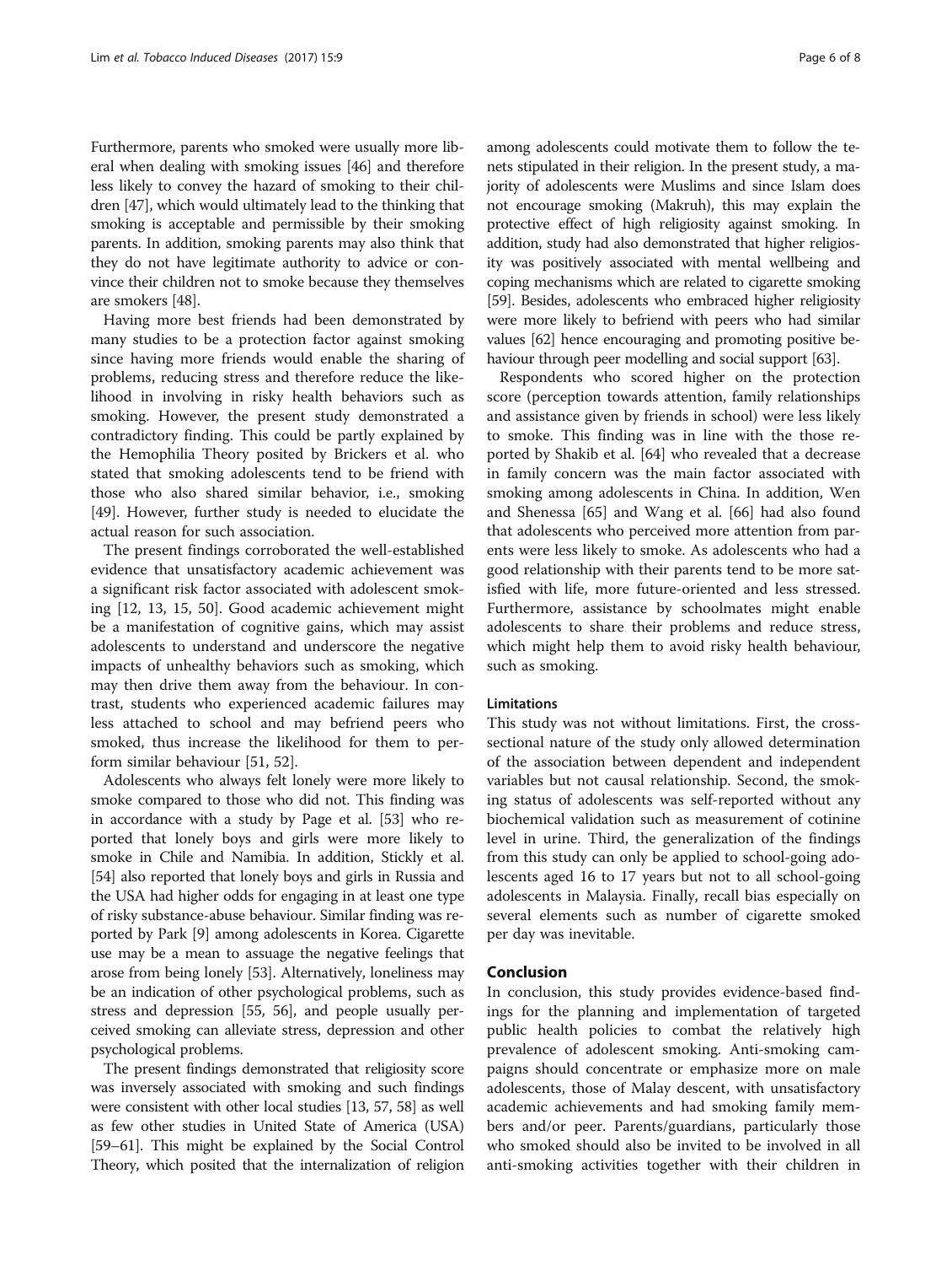Furthermore, parents who smoked were usually more liberal when dealing with smoking issues [46] and therefore less likely to convey the hazard of smoking to their children [47], which would ultimately lead to the thinking that smoking is acceptable and permissible by their smoking parents. In addition, smoking parents may also think that they do not have legitimate authority to advice or convince their children not to smoke because they themselves are smokers [48].

Having more best friends had been demonstrated by many studies to be a protection factor against smoking since having more friends would enable the sharing of problems, reducing stress and therefore reduce the likelihood in involving in risky health behaviors such as smoking. However, the present study demonstrated a contradictory finding. This could be partly explained by the Hemophilia Theory posited by Brickers et al. who stated that smoking adolescents tend to be friend with those who also shared similar behavior, i.e., smoking [49]. However, further study is needed to elucidate the actual reason for such association.

The present findings corroborated the well-established evidence that unsatisfactory academic achievement was a significant risk factor associated with adolescent smoking [12, 13, 15, 50]. Good academic achievement might be a manifestation of cognitive gains, which may assist adolescents to understand and underscore the negative impacts of unhealthy behaviors such as smoking, which may then drive them away from the behaviour. In contrast, students who experienced academic failures may less attached to school and may befriend peers who smoked, thus increase the likelihood for them to perform similar behaviour [51, 52].

Adolescents who always felt lonely were more likely to smoke compared to those who did not. This finding was in accordance with a study by Page et al. [53] who reported that lonely boys and girls were more likely to smoke in Chile and Namibia. In addition, Stickly et al. [54] also reported that lonely boys and girls in Russia and the USA had higher odds for engaging in at least one type of risky substance-abuse behaviour. Similar finding was reported by Park [9] among adolescents in Korea. Cigarette use may be a mean to assuage the negative feelings that arose from being lonely [53]. Alternatively, loneliness may be an indication of other psychological problems, such as stress and depression [55, 56], and people usually perceived smoking can alleviate stress, depression and other psychological problems.

The present findings demonstrated that religiosity score was inversely associated with smoking and such findings were consistent with other local studies [13, 57, 58] as well as few other studies in United State of America (USA) [59–61]. This might be explained by the Social Control Theory, which posited that the internalization of religion among adolescents could motivate them to follow the tenets stipulated in their religion. In the present study, a majority of adolescents were Muslims and since Islam does not encourage smoking (Makruh), this may explain the protective effect of high religiosity against smoking. In addition, study had also demonstrated that higher religiosity was positively associated with mental wellbeing and coping mechanisms which are related to cigarette smoking [59]. Besides, adolescents who embraced higher religiosity were more likely to befriend with peers who had similar values [62] hence encouraging and promoting positive behaviour through peer modelling and social support [63].

Respondents who scored higher on the protection score (perception towards attention, family relationships and assistance given by friends in school) were less likely to smoke. This finding was in line with the those reported by Shakib et al. [64] who revealed that a decrease in family concern was the main factor associated with smoking among adolescents in China. In addition, Wen and Shenessa [65] and Wang et al. [66] had also found that adolescents who perceived more attention from parents were less likely to smoke. As adolescents who had a good relationship with their parents tend to be more satisfied with life, more future-oriented and less stressed. Furthermore, assistance by schoolmates might enable adolescents to share their problems and reduce stress, which might help them to avoid risky health behaviour, such as smoking.

### Limitations

This study was not without limitations. First, the cross-sectional nature of the study only allowed determination of the association between dependent and independent variables but not causal relationship. Second, the smoking status of adolescents was self-reported without any biochemical validation such as measurement of cotinine level in urine. Third, the generalization of the findings from this study can only be applied to school-going adolescents aged 16 to 17 years but not to all school-going adolescents in Malaysia. Finally, recall bias especially on several elements such as number of cigarette smoked per day was inevitable.

## Conclusion

In conclusion, this study provides evidence-based findings for the planning and implementation of targeted public health policies to combat the relatively high prevalence of adolescent smoking. Anti-smoking campaigns should concentrate or emphasize more on male adolescents, those of Malay descent, with unsatisfactory academic achievements and had smoking family members and/or peer. Parents/guardians, particularly those who smoked should also be invited to be involved in all anti-smoking activities together with their children in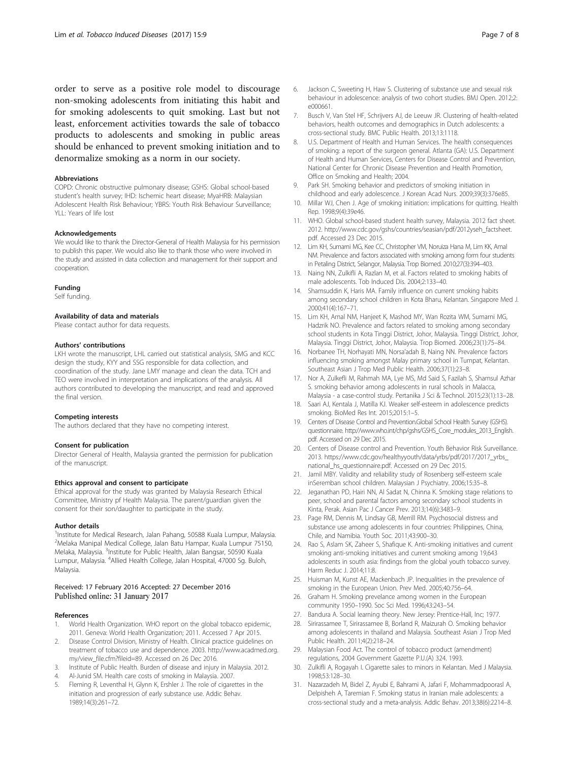order to serve as a positive role model to discourage non-smoking adolescents from initiating this habit and for smoking adolescents to quit smoking. Last but not least, enforcement activities towards the sale of tobacco products to adolescents and smoking in public areas should be enhanced to prevent smoking initiation and to denormalize smoking as a norm in our society.

#### Abbreviations

COPD: Chronic obstructive pulmonary disease; GSHS: Global school-based student's health survey; IHD: Ischemic heart disease; MyaHRB: Malaysian Adolescent Health Risk Behaviour; YBRS: Youth Risk Behaviour Surveillance; YLL: Years of life lost

#### Acknowledgements

We would like to thank the Director-General of Health Malaysia for his permission to publish this paper. We would also like to thank those who were involved in the study and assisted in data collection and management for their support and cooperation.

#### Funding

Self funding.

#### Availability of data and materials

Please contact author for data requests.

#### Authors' contributions

LKH wrote the manuscript, LHL carried out statistical analysis, SMG and KCC design the study, KYY and SSG responsible for data collection, and coordination of the study. Jane LMY manage and clean the data. TCH and TEO were involved in interpretation and implications of the analysis. All authors contributed to developing the manuscript, and read and approved the final version.

#### Competing interests

The authors declared that they have no competing interest.

#### Consent for publication

Director General of Health, Malaysia granted the permission for publication of the manuscript.

#### Ethics approval and consent to participate

Ethical approval for the study was granted by Malaysia Research Ethical Committee, Ministry pf Health Malaysia. The parent/guardian given the consent for their son/daughter to participate in the study.

#### Author details

[1]Institute for Medical Research, Jalan Pahang, 50588 Kuala Lumpur, Malaysia. [2]Melaka Manipal Medical College, Jalan Batu Hampar, Kuala Lumpur 75150, Melaka, Malaysia. [3]Institute for Public Health, Jalan Bangsar, 50590 Kuala Lumpur, Malaysia. [4]Allied Health College, Jalan Hospital, 47000 Sg. Buloh, Malaysia.

Received: 17 February 2016 Accepted: 27 December 2016
Published online: 31 January 2017

#### References

1. World Health Organization. WHO report on the global tobacco epidemic, 2011. Geneva: World Health Organization; 2011. Accessed 7 Apr 2015.
2. Disease Control Division, Ministry of Health. Clinical practice guidelines on treatment of tobacco use and dependence. 2003. http://www.acadmed.org.my/view_file.cfm?fileid=89. Accessed on 26 Dec 2016.
3. Institute of Public Health. Burden of disease and injury in Malaysia. 2012.
4. Al-Junid SM. Health care costs of smoking in Malaysia. 2007.
5. Fleming R, Leventhal H, Glynn K, Ershler J. The role of cigarettes in the initiation and progression of early substance use. Addic Behav. 1989;14(3):261–72.
6. Jackson C, Sweeting H, Haw S. Clustering of substance use and sexual risk behaviour in adolescence: analysis of two cohort studies. BMJ Open. 2012;2:e000661.
7. Busch V, Van Stel HF, Schrijvers AJ, de Leeuw JR. Clustering of health-related behaviors, health outcomes and demographics in Dutch adolescents: a cross-sectional study. BMC Public Health. 2013;13:1118.
8. U.S. Department of Health and Human Services. The health consequences of smoking: a report of the surgeon general. Atlanta (GA): U.S. Department of Health and Human Services, Centers for Disease Control and Prevention, National Center for Chronic Disease Prevention and Health Promotion, Office on Smoking and Health; 2004.
9. Park SH. Smoking behavior and predictors of smoking initiation in childhood and early adolescence. J Korean Acad Nurs. 2009;39(3):376e85.
10. Millar WJ, Chen J. Age of smoking initiation: implications for quitting. Health Rep. 1998;9(4):39e46.
11. WHO. Global school-based student health survey, Malaysia. 2012 fact sheet. 2012. http://www.cdc.gov/gshs/countries/seasian/pdf/2012yseh_factsheet.pdf. Accessed 23 Dec 2015.
12. Lim KH, Sumarni MG, Kee CC, Christopher VM, Noruiza Hana M, Lim KK, Amal NM. Prevalence and factors associated with smoking among form four students in Petaling District, Selangor, Malaysia. Trop Biomed. 2010;27(3):394–403.
13. Naing NN, Zulkifli A, Razlan M, et al. Factors related to smoking habits of male adolescents. Tob Induced Dis. 2004;2:133–40.
14. Shamsuddin K, Haris MA. Family influence on current smoking habits among secondary school children in Kota Bharu, Kelantan. Singapore Med J. 2000;41(4):167–71.
15. Lim KH, Amal NM, Hanjeet K, Mashod MY, Wan Rozita WM, Sumarni MG, Hadzrik NO. Prevalence and factors related to smoking among secondary school students in Kota Tinggi District, Johor, Malaysia. Tinggi District, Johor, Malaysia. Tinggi District, Johor, Malaysia. Trop Biomed. 2006;23(1):75–84.
16. Norbanee TH, Norhayati MN, Norsa'adah B, Naing NN. Prevalence factors influencing smoking amongst Malay primary school in Tumpat, Kelantan. Southeast Asian J Trop Med Public Health. 2006;37(1):23–8.
17. Nor A, Zulkefli M, Rahmah MA, Lye MS, Md Said S, Fazilah S, Shamsul Azhar S. smoking behavior among adolescents in rural schools in Malacca, Malaysia - a case-control study. Pertanika J Sci & Technol. 2015;23(1):13–28.
18. Saari AJ, Kentala J, Matilla KJ. Weaker self-esteem in adolescence predicts smoking. BioMed Res Int. 2015;2015:1–5.
19. Centers of Disease Control and Prevention.Global School Health Survey (GSHS). questionnaire. http://www.who.int/chp/gshs/GSHS_Core_modules_2013_English.pdf. Accessed on 29 Dec 2015.
20. Centers of Disease control and Prevention. Youth Behavior Risk Surveillance. 2013. https://www.cdc.gov/healthyyouth/data/yrbs/pdf/2017/2017_yrbs_national_hs_questionnaire.pdf. Accessed on 29 Dec 2015.
21. Jamil MBY. Validity and reliability study of Rosenberg self-esteem scale inSereman school children. Malaysian J Psychiatry. 2006;15:35–8.
22. Jeganathan PD, Hairi NN, Al Sadat N, Chinna K. Smoking stage relations to peer, school and parental factors among secondary school students in Kinta, Perak. Asian Pac J Cancer Prev. 2013;14(6):3483–9.
23. Page RM, Dennis M, Lindsay GB, Merrill RM. Psychosocial distress and substance use among adolescents in four countries: Philippines, China, Chile, and Namibia. Youth Soc. 2011;43:900–30.
24. Rao S, Aslam SK, Zaheer S, Shafique K. Anti-smoking initiatives and current smoking anti-smoking initiatives and current smoking among 19,643 adolescents in south asia: findings from the global youth tobacco survey. Harm Reduc J. 2014;11:8.
25. Huisman M, Kunst AE, Mackenbach JP. Inequalities in the prevalence of smoking in the European Union. Prev Med. 2005;40:756–64.
26. Graham H. Smoking prevelance among women in the European community 1950–1990. Soc Sci Med. 1996;43:243–54.
27. Bandura A. Social learning theory. New Jersey: Prentice-Hall, Inc; 1977.
28. Sirirassamee T, Sirirassamee B, Borland R, Maizurah O. Smoking behavior among adolescents in thailand and Malaysia. Southeast Asian J Trop Med Public Health. 2011;4(2):218–24.
29. Malaysian Food Act. The control of tobacco product (amendment) regulations, 2004 Government Gazette P.U.(A) 324. 1993.
30. Zulkifli A, Rogayah I. Cigarette sales to minors in Kelantan. Med J Malaysia. 1998;53:128–30.
31. Nazarzadeh M, Bidel Z, Ayubi E, Bahrami A, Jafari F, Mohammadpoorasl A, Delpisheh A, Taremian F. Smoking status in Iranian male adolescents: a cross-sectional study and a meta-analysis. Addic Behav. 2013;38(6):2214–8.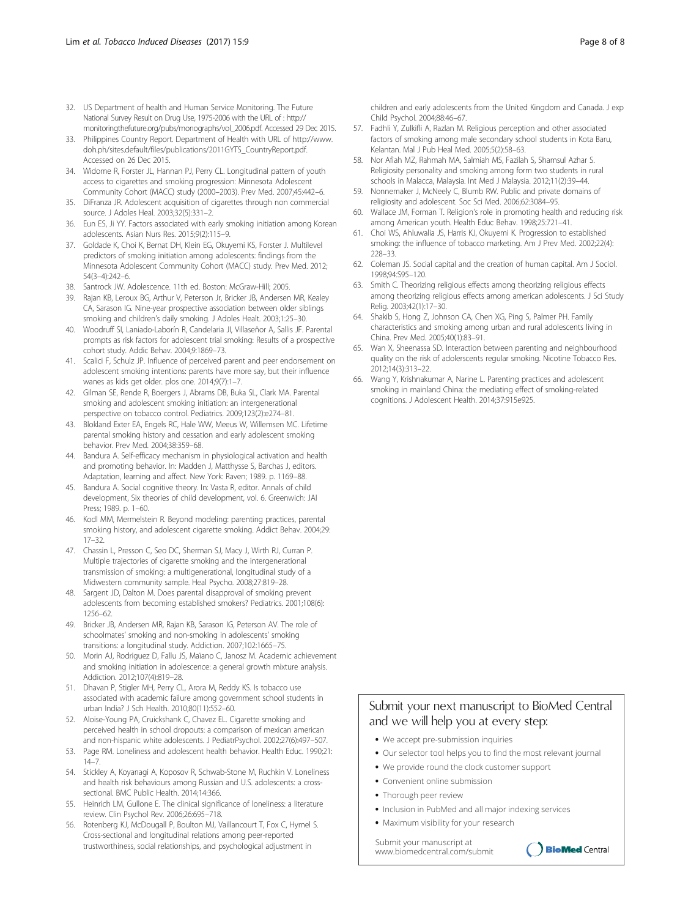32. US Department of health and Human Service Monitoring. The Future National Survey Result on Drug Use, 1975-2006 with the URL of : http://monitoringthefuture.org/pubs/monographs/vol_2006.pdf. Accessed 29 Dec 2015.
33. Philippines Country Report. Department of Health with URL of http://www.doh.ph/sites.default/files/publications/2011GYTS_CountryReport.pdf. Accessed on 26 Dec 2015.
34. Widome R, Forster JL, Hannan PJ, Perry CL. Longitudinal pattern of youth access to cigarettes and smoking progression: Minnesota Adolescent Community Cohort (MACC) study (2000–2003). Prev Med. 2007;45:442–6.
35. DiFranza JR. Adolescent acquisition of cigarettes through non commercial source. J Adoles Heal. 2003;32(5):331–2.
36. Eun ES, Ji YY. Factors associated with early smoking initiation among Korean adolescents. Asian Nurs Res. 2015;9(2):115–9.
37. Goldade K, Choi K, Bernat DH, Klein EG, Okuyemi KS, Forster J. Multilevel predictors of smoking initiation among adolescents: findings from the Minnesota Adolescent Community Cohort (MACC) study. Prev Med. 2012; 54(3–4):242–6.
38. Santrock JW. Adolescence. 11th ed. Boston: McGraw-Hill; 2005.
39. Rajan KB, Leroux BG, Arthur V, Peterson Jr, Bricker JB, Andersen MR, Kealey CA, Sarason IG. Nine-year prospective association between older siblings smoking and children's daily smoking. J Adoles Healt. 2003;1:25–30.
40. Woodruff SI, Laniado-Laborín R, Candelaria JI, Villaseñor A, Sallis JF. Parental prompts as risk factors for adolescent trial smoking: Results of a prospective cohort study. Addic Behav. 2004;9:1869–73.
41. Scalici F, Schulz JP. Influence of perceived parent and peer endorsement on adolescent smoking intentions: parents have more say, but their influence wanes as kids get older. plos one. 2014;9(7):1–7.
42. Gilman SE, Rende R, Boergers J, Abrams DB, Buka SL, Clark MA. Parental smoking and adolescent smoking initiation: an intergenerational perspective on tobacco control. Pediatrics. 2009;123(2):e274–81.
43. Blokland Exter EA, Engels RC, Hale WW, Meeus W, Willemsen MC. Lifetime parental smoking history and cessation and early adolescent smoking behavior. Prev Med. 2004;38:359–68.
44. Bandura A. Self-efficacy mechanism in physiological activation and health and promoting behavior. In: Madden J, Matthysse S, Barchas J, editors. Adaptation, learning and affect. New York: Raven; 1989. p. 1169–88.
45. Bandura A. Social cognitive theory. In: Vasta R, editor. Annals of child development, Six theories of child development, vol. 6. Greenwich: JAI Press; 1989. p. 1–60.
46. Kodl MM, Mermelstein R. Beyond modeling: parenting practices, parental smoking history, and adolescent cigarette smoking. Addict Behav. 2004;29: 17–32.
47. Chassin L, Presson C, Seo DC, Sherman SJ, Macy J, Wirth RJ, Curran P. Multiple trajectories of cigarette smoking and the intergenerational transmission of smoking: a multigenerational, longitudinal study of a Midwestern community sample. Heal Psycho. 2008;27:819–28.
48. Sargent JD, Dalton M. Does parental disapproval of smoking prevent adolescents from becoming established smokers? Pediatrics. 2001;108(6): 1256–62.
49. Bricker JB, Andersen MR, Rajan KB, Sarason IG, Peterson AV. The role of schoolmates' smoking and non-smoking in adolescents' smoking transitions: a longitudinal study. Addiction. 2007;102:1665–75.
50. Morin AJ, Rodriguez D, Fallu JS, Maïano C, Janosz M. Academic achievement and smoking initiation in adolescence: a general growth mixture analysis. Addiction. 2012;107(4):819–28.
51. Dhavan P, Stigler MH, Perry CL, Arora M, Reddy KS. Is tobacco use associated with academic failure among government school students in urban India? J Sch Health. 2010;80(11):552–60.
52. Aloise-Young PA, Cruickshank C, Chavez EL. Cigarette smoking and perceived health in school dropouts: a comparison of mexican american and non-hispanic white adolescents. J PediatrPsychol. 2002;27(6):497–507.
53. Page RM. Loneliness and adolescent health behavior. Health Educ. 1990;21: 14–7.
54. Stickley A, Koyanagi A, Koposov R, Schwab-Stone M, Ruchkin V. Loneliness and health risk behaviours among Russian and U.S. adolescents: a cross-sectional. BMC Public Health. 2014;14:366.
55. Heinrich LM, Gullone E. The clinical significance of loneliness: a literature review. Clin Psychol Rev. 2006;26:695–718.
56. Rotenberg KJ, McDougall P, Boulton MJ, Vaillancourt T, Fox C, Hymel S. Cross-sectional and longitudinal relations among peer-reported trustworthiness, social relationships, and psychological adjustment in children and early adolescents from the United Kingdom and Canada. J exp Child Psychol. 2004;88:46–67.
57. Fadhli Y, Zulkifli A, Razlan M. Religious perception and other associated factors of smoking among male secondary school students in Kota Baru, Kelantan. Mal J Pub Heal Med. 2005;5(2):58–63.
58. Nor Afiah MZ, Rahmah MA, Salmiah MS, Fazilah S, Shamsul Azhar S. Religiosity personality and smoking among form two students in rural schools in Malacca, Malaysia. Int Med J Malaysia. 2012;11(2):39–44.
59. Nonnemaker J, McNeely C, Blumb RW. Public and private domains of religiosity and adolescent. Soc Sci Med. 2006;62:3084–95.
60. Wallace JM, Forman T. Religion's role in promoting health and reducing risk among American youth. Health Educ Behav. 1998;25:721–41.
61. Choi WS, Ahluwalia JS, Harris KJ, Okuyemi K. Progression to established smoking: the influence of tobacco marketing. Am J Prev Med. 2002;22(4): 228–33.
62. Coleman JS. Social capital and the creation of human capital. Am J Sociol. 1998;94:S95–120.
63. Smith C. Theorizing religious effects among theorizing religious effects among theorizing religious effects among american adolescents. J Sci Study Relig. 2003;42(1):17–30.
64. Shakib S, Hong Z, Johnson CA, Chen XG, Ping S, Palmer PH. Family characteristics and smoking among urban and rural adolescents living in China. Prev Med. 2005;40(1):83–91.
65. Wan X, Sheenassa SD. Interaction between parenting and neighbourhood quality on the risk of adolerscents regular smoking. Nicotine Tobacco Res. 2012;14(3):313–22.
66. Wang Y, Krishnakumar A, Narine L. Parenting practices and adolescent smoking in mainland China: the mediating effect of smoking-related cognitions. J Adolescent Health. 2014;37:915e925.

Submit your next manuscript to BioMed Central and we will help you at every step:

- We accept pre-submission inquiries
- Our selector tool helps you to find the most relevant journal
- We provide round the clock customer support
- Convenient online submission
- Thorough peer review
- Inclusion in PubMed and all major indexing services
- Maximum visibility for your research

Submit your manuscript at www.biomedcentral.com/submit

BioMed Central